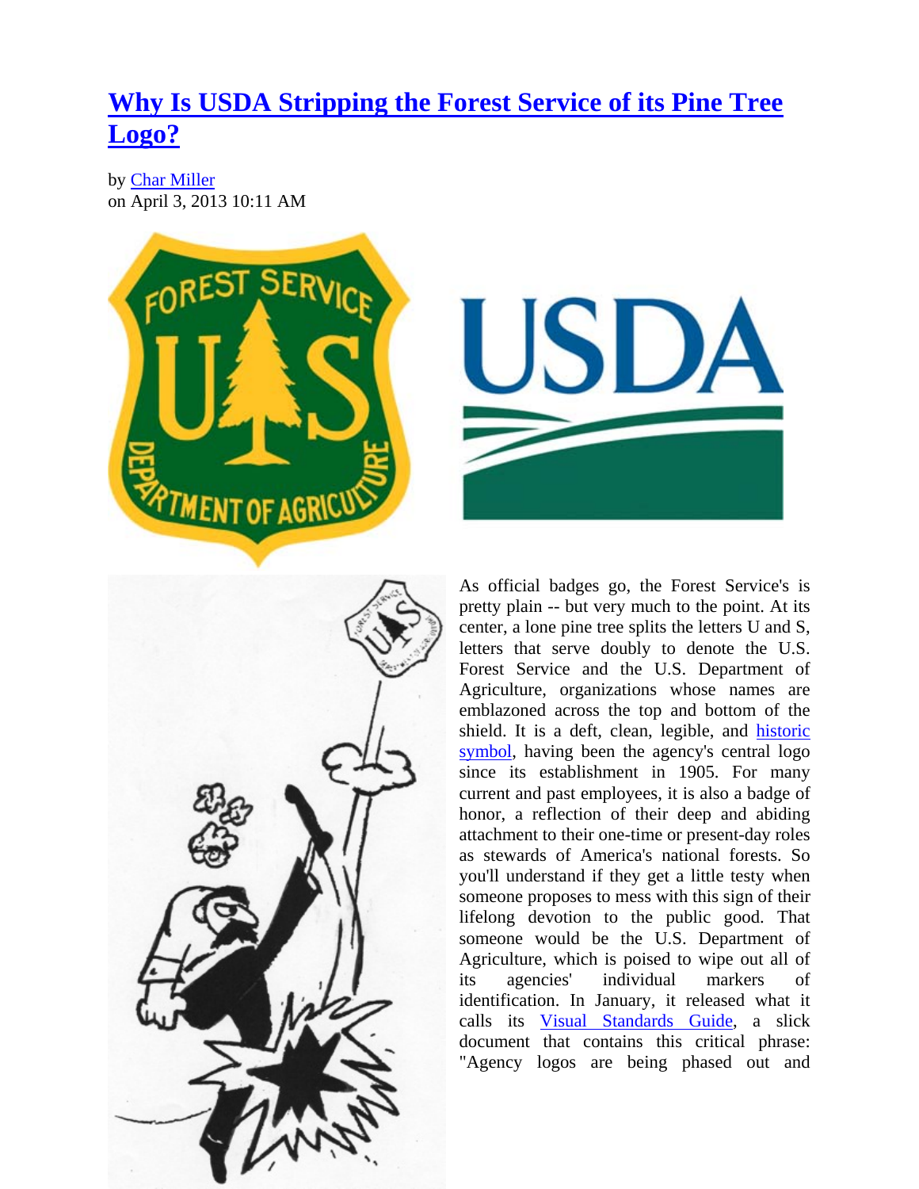# [Why Is USDA Stripping the Forest Service of its Pine Tree Logo?]

by [Char Miller]
on April 3, 2013 10:11 AM

As official badges go, the Forest Service's is pretty plain -- but very much to the point. At its center, a lone pine tree splits the letters U and S, letters that serve doubly to denote the U.S. Forest Service and the U.S. Department of Agriculture, organizations whose names are emblazoned across the top and bottom of the shield. It is a deft, clean, legible, and [historic symbol], having been the agency's central logo since its establishment in 1905. For many current and past employees, it is also a badge of honor, a reflection of their deep and abiding attachment to their one-time or present-day roles as stewards of America's national forests. So you'll understand if they get a little testy when someone proposes to mess with this sign of their lifelong devotion to the public good. That someone would be the U.S. Department of Agriculture, which is poised to wipe out all of its agencies' individual markers of identification. In January, it released what it calls its [Visual Standards Guide], a slick document that contains this critical phrase: "Agency logos are being phased out and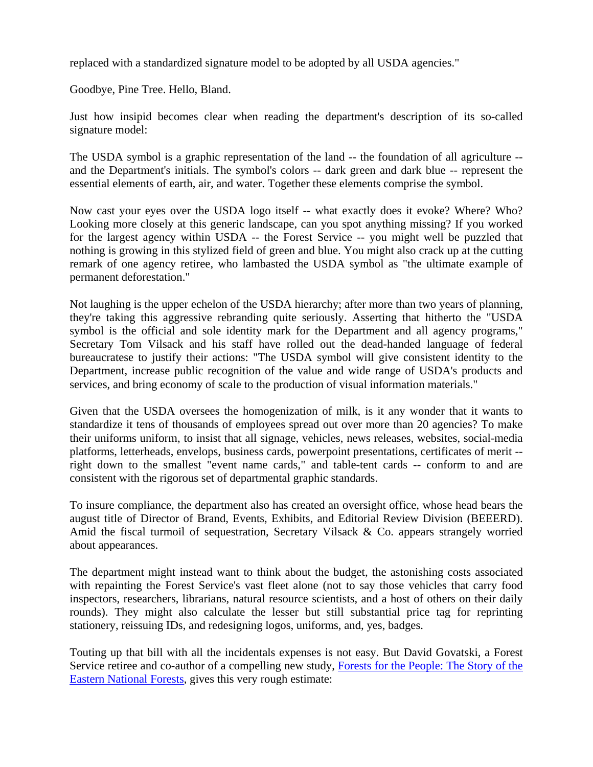replaced with a standardized signature model to be adopted by all USDA agencies."

Goodbye, Pine Tree. Hello, Bland.

Just how insipid becomes clear when reading the department's description of its so-called signature model:

The USDA symbol is a graphic representation of the land -- the foundation of all agriculture -- and the Department's initials. The symbol's colors -- dark green and dark blue -- represent the essential elements of earth, air, and water. Together these elements comprise the symbol.

Now cast your eyes over the USDA logo itself -- what exactly does it evoke? Where? Who? Looking more closely at this generic landscape, can you spot anything missing? If you worked for the largest agency within USDA -- the Forest Service -- you might well be puzzled that nothing is growing in this stylized field of green and blue. You might also crack up at the cutting remark of one agency retiree, who lambasted the USDA symbol as "the ultimate example of permanent deforestation."

Not laughing is the upper echelon of the USDA hierarchy; after more than two years of planning, they're taking this aggressive rebranding quite seriously. Asserting that hitherto the "USDA symbol is the official and sole identity mark for the Department and all agency programs," Secretary Tom Vilsack and his staff have rolled out the dead-handed language of federal bureaucratese to justify their actions: "The USDA symbol will give consistent identity to the Department, increase public recognition of the value and wide range of USDA's products and services, and bring economy of scale to the production of visual information materials."

Given that the USDA oversees the homogenization of milk, is it any wonder that it wants to standardize it tens of thousands of employees spread out over more than 20 agencies? To make their uniforms uniform, to insist that all signage, vehicles, news releases, websites, social-media platforms, letterheads, envelops, business cards, powerpoint presentations, certificates of merit -- right down to the smallest "event name cards," and table-tent cards -- conform to and are consistent with the rigorous set of departmental graphic standards.

To insure compliance, the department also has created an oversight office, whose head bears the august title of Director of Brand, Events, Exhibits, and Editorial Review Division (BEEERD). Amid the fiscal turmoil of sequestration, Secretary Vilsack & Co. appears strangely worried about appearances.

The department might instead want to think about the budget, the astonishing costs associated with repainting the Forest Service's vast fleet alone (not to say those vehicles that carry food inspectors, researchers, librarians, natural resource scientists, and a host of others on their daily rounds). They might also calculate the lesser but still substantial price tag for reprinting stationery, reissuing IDs, and redesigning logos, uniforms, and, yes, badges.

Touting up that bill with all the incidentals expenses is not easy. But David Govatski, a Forest Service retiree and co-author of a compelling new study, Forests for the People: The Story of the Eastern National Forests, gives this very rough estimate: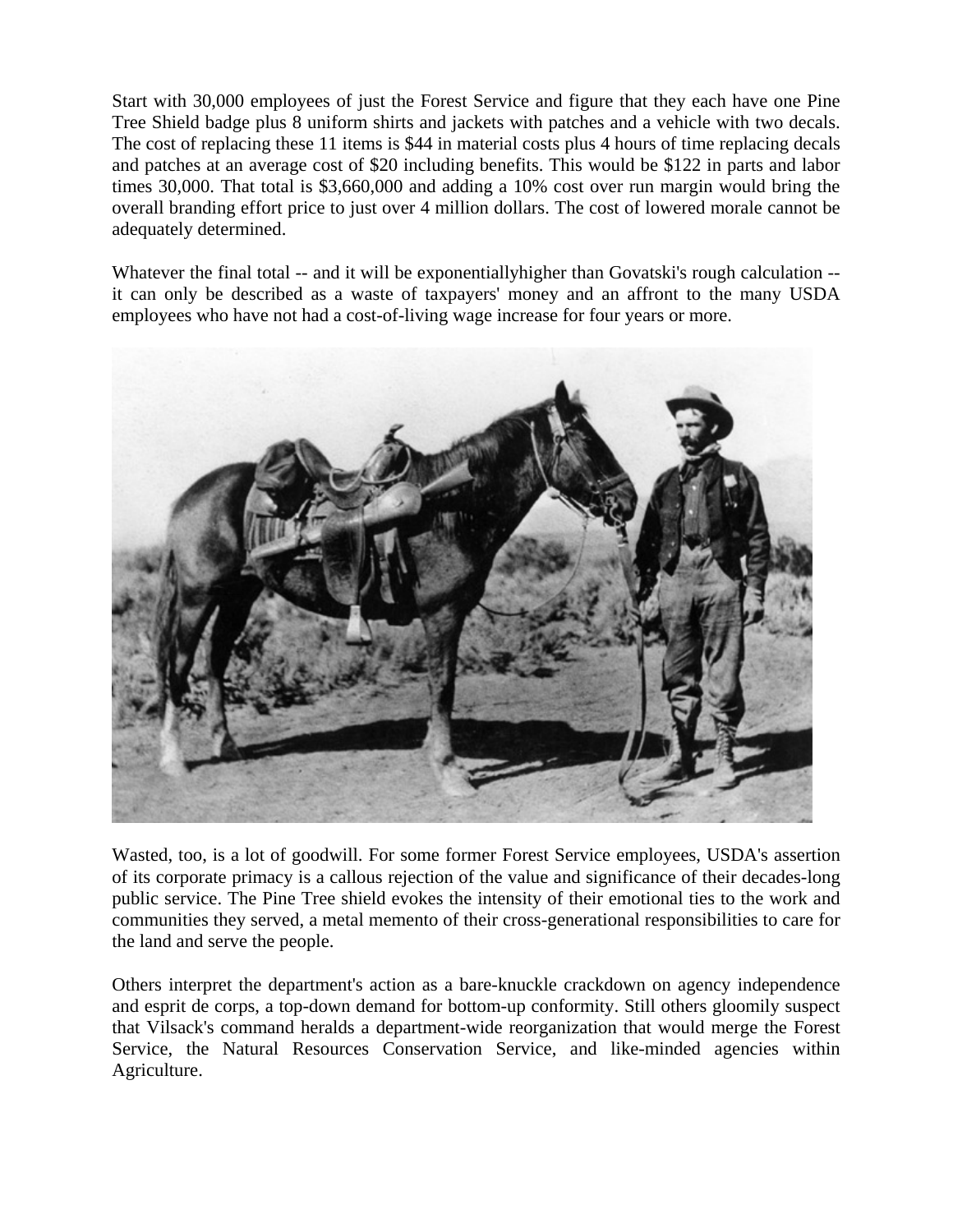Start with 30,000 employees of just the Forest Service and figure that they each have one Pine Tree Shield badge plus 8 uniform shirts and jackets with patches and a vehicle with two decals. The cost of replacing these 11 items is $44 in material costs plus 4 hours of time replacing decals and patches at an average cost of $20 including benefits. This would be $122 in parts and labor times 30,000. That total is $3,660,000 and adding a 10% cost over run margin would bring the overall branding effort price to just over 4 million dollars. The cost of lowered morale cannot be adequately determined.

Whatever the final total -- and it will be exponentiallyhigher than Govatski's rough calculation -- it can only be described as a waste of taxpayers' money and an affront to the many USDA employees who have not had a cost-of-living wage increase for four years or more.

Wasted, too, is a lot of goodwill. For some former Forest Service employees, USDA's assertion of its corporate primacy is a callous rejection of the value and significance of their decades-long public service. The Pine Tree shield evokes the intensity of their emotional ties to the work and communities they served, a metal memento of their cross-generational responsibilities to care for the land and serve the people.

Others interpret the department's action as a bare-knuckle crackdown on agency independence and esprit de corps, a top-down demand for bottom-up conformity. Still others gloomily suspect that Vilsack's command heralds a department-wide reorganization that would merge the Forest Service, the Natural Resources Conservation Service, and like-minded agencies within Agriculture.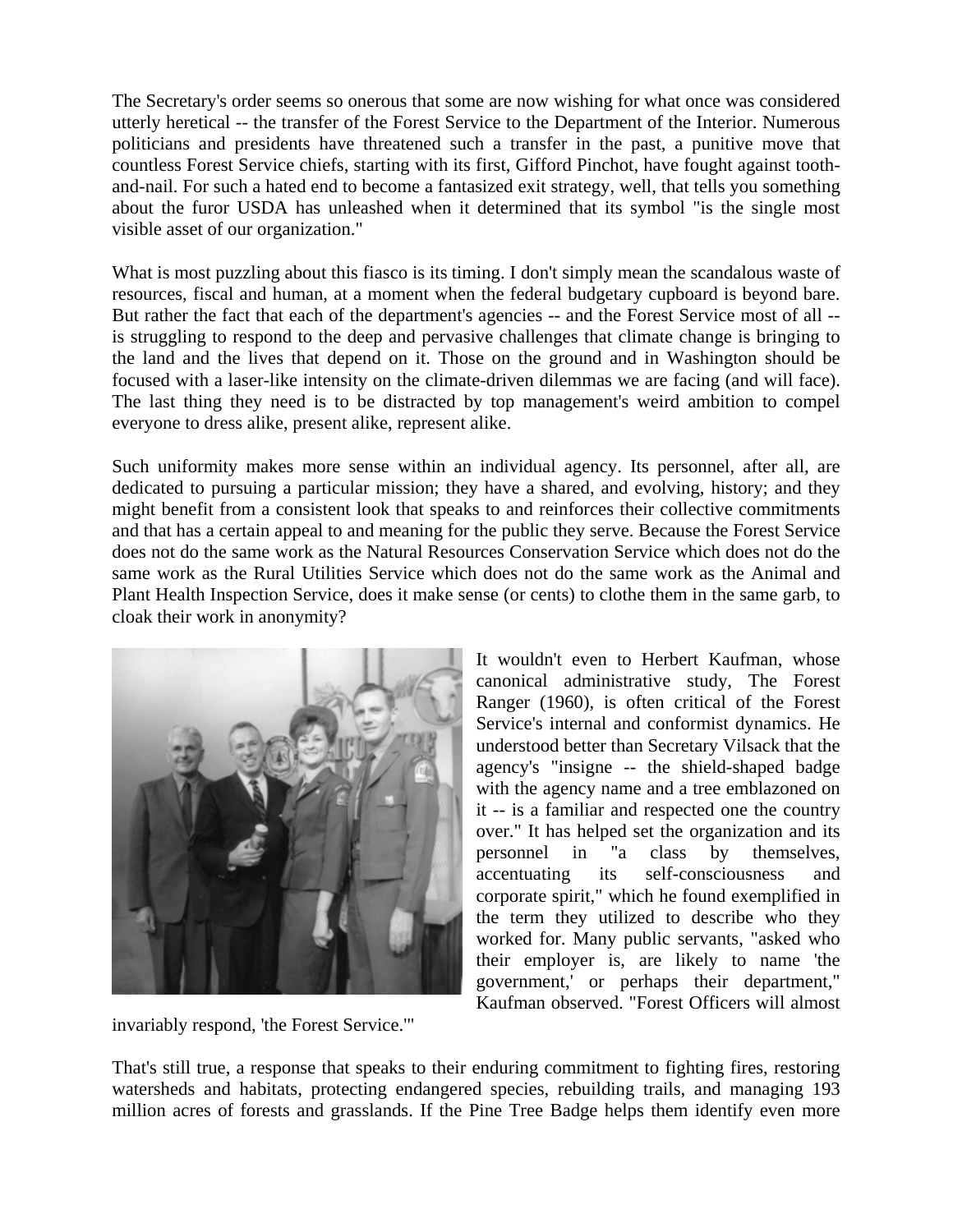The Secretary's order seems so onerous that some are now wishing for what once was considered utterly heretical -- the transfer of the Forest Service to the Department of the Interior. Numerous politicians and presidents have threatened such a transfer in the past, a punitive move that countless Forest Service chiefs, starting with its first, Gifford Pinchot, have fought against tooth-and-nail. For such a hated end to become a fantasized exit strategy, well, that tells you something about the furor USDA has unleashed when it determined that its symbol "is the single most visible asset of our organization."

What is most puzzling about this fiasco is its timing. I don't simply mean the scandalous waste of resources, fiscal and human, at a moment when the federal budgetary cupboard is beyond bare. But rather the fact that each of the department's agencies -- and the Forest Service most of all -- is struggling to respond to the deep and pervasive challenges that climate change is bringing to the land and the lives that depend on it. Those on the ground and in Washington should be focused with a laser-like intensity on the climate-driven dilemmas we are facing (and will face). The last thing they need is to be distracted by top management's weird ambition to compel everyone to dress alike, present alike, represent alike.

Such uniformity makes more sense within an individual agency. Its personnel, after all, are dedicated to pursuing a particular mission; they have a shared, and evolving, history; and they might benefit from a consistent look that speaks to and reinforces their collective commitments and that has a certain appeal to and meaning for the public they serve. Because the Forest Service does not do the same work as the Natural Resources Conservation Service which does not do the same work as the Rural Utilities Service which does not do the same work as the Animal and Plant Health Inspection Service, does it make sense (or cents) to clothe them in the same garb, to cloak their work in anonymity?

It wouldn't even to Herbert Kaufman, whose canonical administrative study, The Forest Ranger (1960), is often critical of the Forest Service's internal and conformist dynamics. He understood better than Secretary Vilsack that the agency's "insigne -- the shield-shaped badge with the agency name and a tree emblazoned on it -- is a familiar and respected one the country over." It has helped set the organization and its personnel in "a class by themselves, accentuating its self-consciousness and corporate spirit," which he found exemplified in the term they utilized to describe who they worked for. Many public servants, "asked who their employer is, are likely to name 'the government,' or perhaps their department," Kaufman observed. "Forest Officers will almost invariably respond, 'the Forest Service.'"

That's still true, a response that speaks to their enduring commitment to fighting fires, restoring watersheds and habitats, protecting endangered species, rebuilding trails, and managing 193 million acres of forests and grasslands. If the Pine Tree Badge helps them identify even more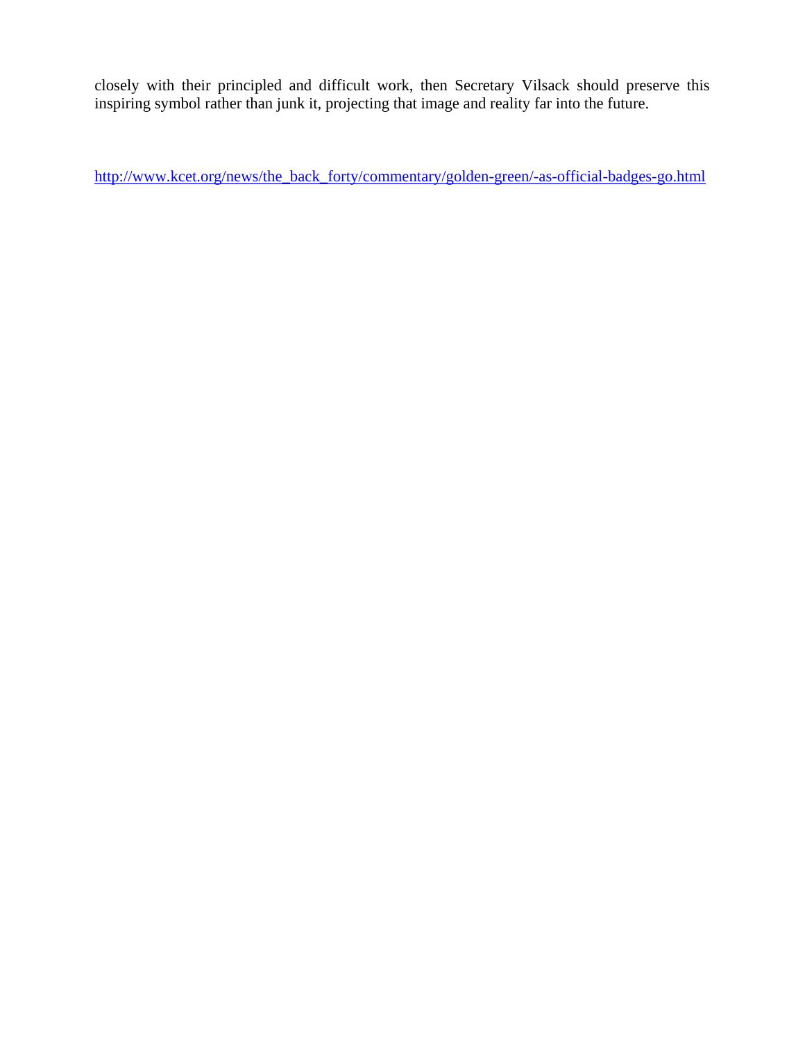closely with their principled and difficult work, then Secretary Vilsack should preserve this inspiring symbol rather than junk it, projecting that image and reality far into the future.

http://www.kcet.org/news/the_back_forty/commentary/golden-green/-as-official-badges-go.html